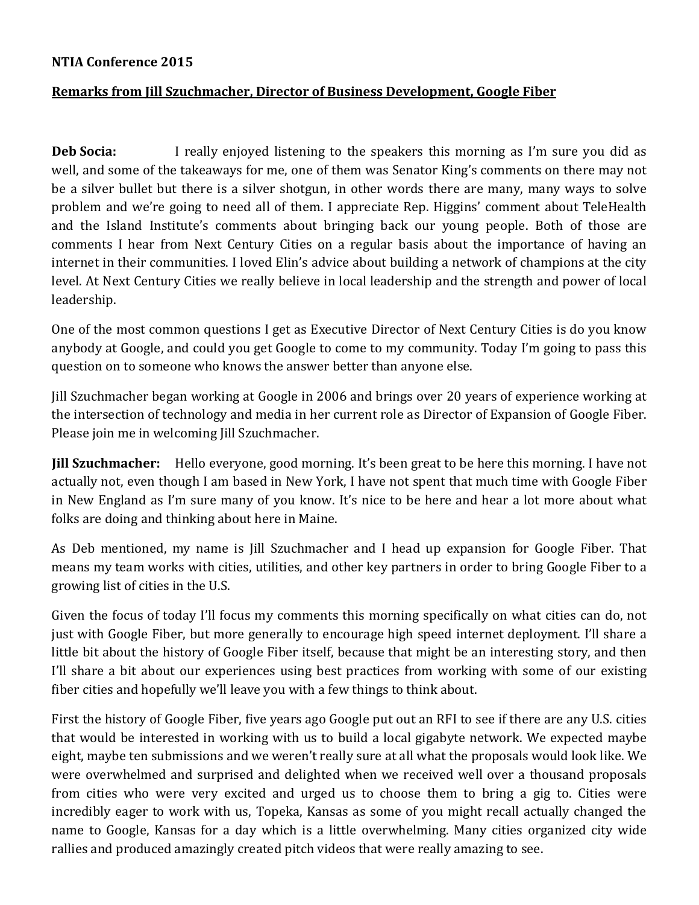**NTIA Conference 2015**

**Remarks from Jill Szuchmacher, Director of Business Development, Google Fiber**

**Deb Socia:** I really enjoyed listening to the speakers this morning as I'm sure you did as well, and some of the takeaways for me, one of them was Senator King's comments on there may not be a silver bullet but there is a silver shotgun, in other words there are many, many ways to solve problem and we're going to need all of them. I appreciate Rep. Higgins' comment about TeleHealth and the Island Institute's comments about bringing back our young people. Both of those are comments I hear from Next Century Cities on a regular basis about the importance of having an internet in their communities. I loved Elin's advice about building a network of champions at the city level. At Next Century Cities we really believe in local leadership and the strength and power of local leadership.

One of the most common questions I get as Executive Director of Next Century Cities is do you know anybody at Google, and could you get Google to come to my community. Today I'm going to pass this question on to someone who knows the answer better than anyone else.

Jill Szuchmacher began working at Google in 2006 and brings over 20 years of experience working at the intersection of technology and media in her current role as Director of Expansion of Google Fiber. Please join me in welcoming Jill Szuchmacher.

**Jill Szuchmacher:** Hello everyone, good morning. It's been great to be here this morning. I have not actually not, even though I am based in New York, I have not spent that much time with Google Fiber in New England as I'm sure many of you know. It's nice to be here and hear a lot more about what folks are doing and thinking about here in Maine.

As Deb mentioned, my name is Jill Szuchmacher and I head up expansion for Google Fiber. That means my team works with cities, utilities, and other key partners in order to bring Google Fiber to a growing list of cities in the U.S.

Given the focus of today I'll focus my comments this morning specifically on what cities can do, not just with Google Fiber, but more generally to encourage high speed internet deployment. I'll share a little bit about the history of Google Fiber itself, because that might be an interesting story, and then I'll share a bit about our experiences using best practices from working with some of our existing fiber cities and hopefully we'll leave you with a few things to think about.

First the history of Google Fiber, five years ago Google put out an RFI to see if there are any U.S. cities that would be interested in working with us to build a local gigabyte network. We expected maybe eight, maybe ten submissions and we weren't really sure at all what the proposals would look like. We were overwhelmed and surprised and delighted when we received well over a thousand proposals from cities who were very excited and urged us to choose them to bring a gig to. Cities were incredibly eager to work with us, Topeka, Kansas as some of you might recall actually changed the name to Google, Kansas for a day which is a little overwhelming. Many cities organized city wide rallies and produced amazingly created pitch videos that were really amazing to see.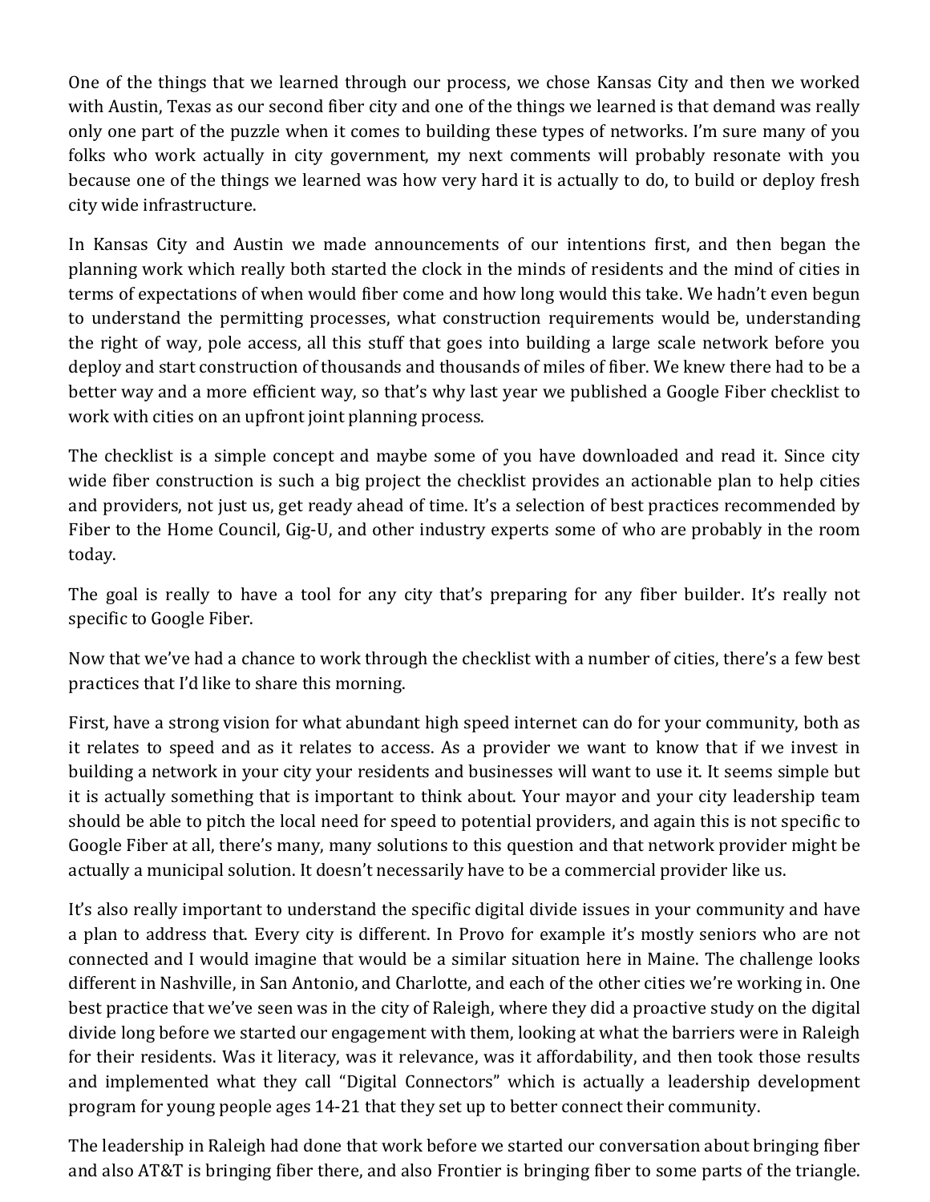One of the things that we learned through our process, we chose Kansas City and then we worked with Austin, Texas as our second fiber city and one of the things we learned is that demand was really only one part of the puzzle when it comes to building these types of networks. I'm sure many of you folks who work actually in city government, my next comments will probably resonate with you because one of the things we learned was how very hard it is actually to do, to build or deploy fresh city wide infrastructure.

In Kansas City and Austin we made announcements of our intentions first, and then began the planning work which really both started the clock in the minds of residents and the mind of cities in terms of expectations of when would fiber come and how long would this take. We hadn't even begun to understand the permitting processes, what construction requirements would be, understanding the right of way, pole access, all this stuff that goes into building a large scale network before you deploy and start construction of thousands and thousands of miles of fiber. We knew there had to be a better way and a more efficient way, so that's why last year we published a Google Fiber checklist to work with cities on an upfront joint planning process.

The checklist is a simple concept and maybe some of you have downloaded and read it. Since city wide fiber construction is such a big project the checklist provides an actionable plan to help cities and providers, not just us, get ready ahead of time. It's a selection of best practices recommended by Fiber to the Home Council, Gig-U, and other industry experts some of who are probably in the room today.

The goal is really to have a tool for any city that's preparing for any fiber builder. It's really not specific to Google Fiber.

Now that we've had a chance to work through the checklist with a number of cities, there's a few best practices that I'd like to share this morning.

First, have a strong vision for what abundant high speed internet can do for your community, both as it relates to speed and as it relates to access. As a provider we want to know that if we invest in building a network in your city your residents and businesses will want to use it. It seems simple but it is actually something that is important to think about. Your mayor and your city leadership team should be able to pitch the local need for speed to potential providers, and again this is not specific to Google Fiber at all, there's many, many solutions to this question and that network provider might be actually a municipal solution. It doesn't necessarily have to be a commercial provider like us.

It's also really important to understand the specific digital divide issues in your community and have a plan to address that. Every city is different. In Provo for example it's mostly seniors who are not connected and I would imagine that would be a similar situation here in Maine. The challenge looks different in Nashville, in San Antonio, and Charlotte, and each of the other cities we're working in. One best practice that we've seen was in the city of Raleigh, where they did a proactive study on the digital divide long before we started our engagement with them, looking at what the barriers were in Raleigh for their residents. Was it literacy, was it relevance, was it affordability, and then took those results and implemented what they call "Digital Connectors" which is actually a leadership development program for young people ages 14-21 that they set up to better connect their community.

The leadership in Raleigh had done that work before we started our conversation about bringing fiber and also AT&T is bringing fiber there, and also Frontier is bringing fiber to some parts of the triangle.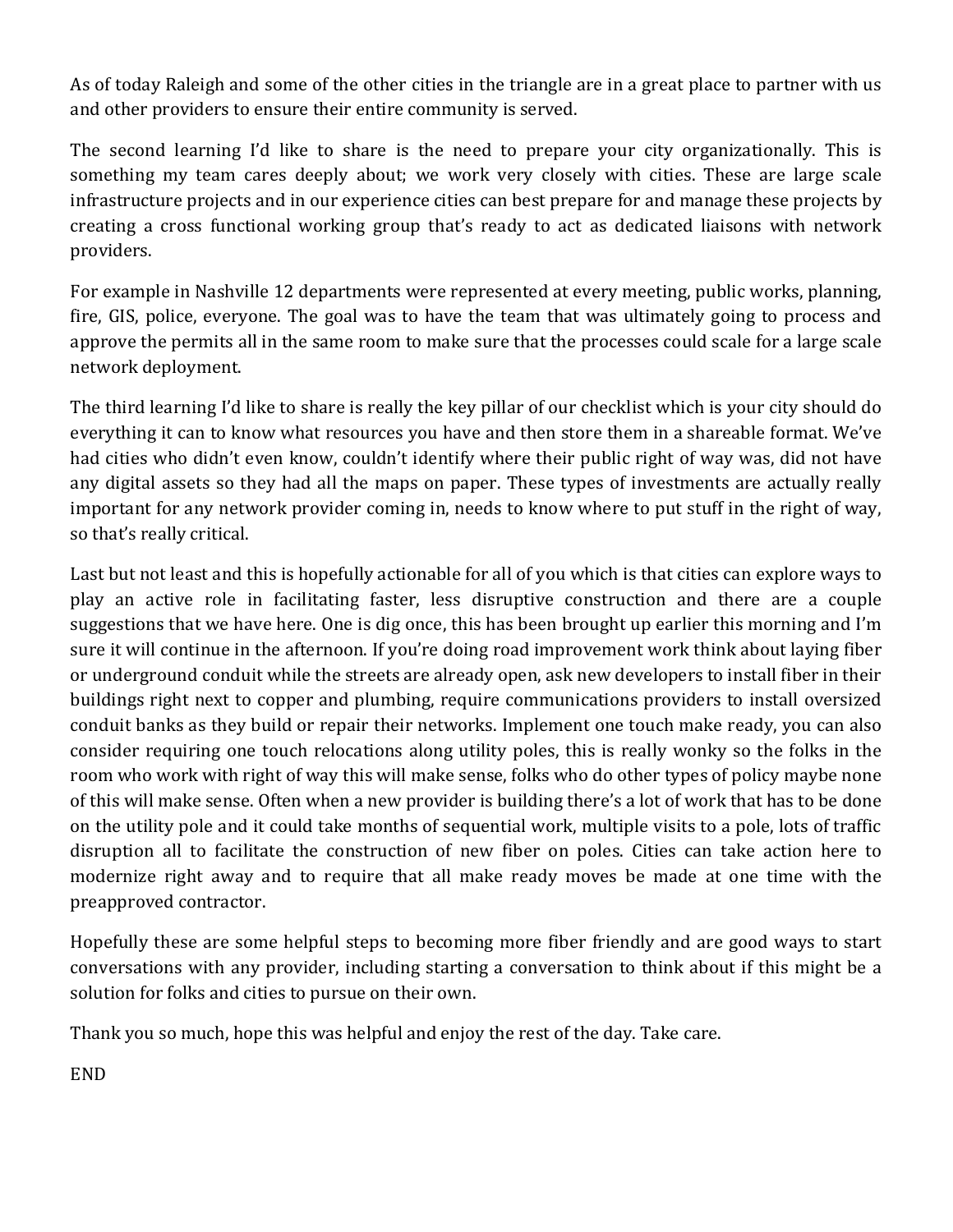As of today Raleigh and some of the other cities in the triangle are in a great place to partner with us and other providers to ensure their entire community is served.

The second learning I'd like to share is the need to prepare your city organizationally. This is something my team cares deeply about; we work very closely with cities. These are large scale infrastructure projects and in our experience cities can best prepare for and manage these projects by creating a cross functional working group that's ready to act as dedicated liaisons with network providers.

For example in Nashville 12 departments were represented at every meeting, public works, planning, fire, GIS, police, everyone. The goal was to have the team that was ultimately going to process and approve the permits all in the same room to make sure that the processes could scale for a large scale network deployment.

The third learning I'd like to share is really the key pillar of our checklist which is your city should do everything it can to know what resources you have and then store them in a shareable format. We've had cities who didn't even know, couldn't identify where their public right of way was, did not have any digital assets so they had all the maps on paper. These types of investments are actually really important for any network provider coming in, needs to know where to put stuff in the right of way, so that's really critical.

Last but not least and this is hopefully actionable for all of you which is that cities can explore ways to play an active role in facilitating faster, less disruptive construction and there are a couple suggestions that we have here. One is dig once, this has been brought up earlier this morning and I'm sure it will continue in the afternoon. If you're doing road improvement work think about laying fiber or underground conduit while the streets are already open, ask new developers to install fiber in their buildings right next to copper and plumbing, require communications providers to install oversized conduit banks as they build or repair their networks. Implement one touch make ready, you can also consider requiring one touch relocations along utility poles, this is really wonky so the folks in the room who work with right of way this will make sense, folks who do other types of policy maybe none of this will make sense. Often when a new provider is building there's a lot of work that has to be done on the utility pole and it could take months of sequential work, multiple visits to a pole, lots of traffic disruption all to facilitate the construction of new fiber on poles. Cities can take action here to modernize right away and to require that all make ready moves be made at one time with the preapproved contractor.

Hopefully these are some helpful steps to becoming more fiber friendly and are good ways to start conversations with any provider, including starting a conversation to think about if this might be a solution for folks and cities to pursue on their own.

Thank you so much, hope this was helpful and enjoy the rest of the day. Take care.

END